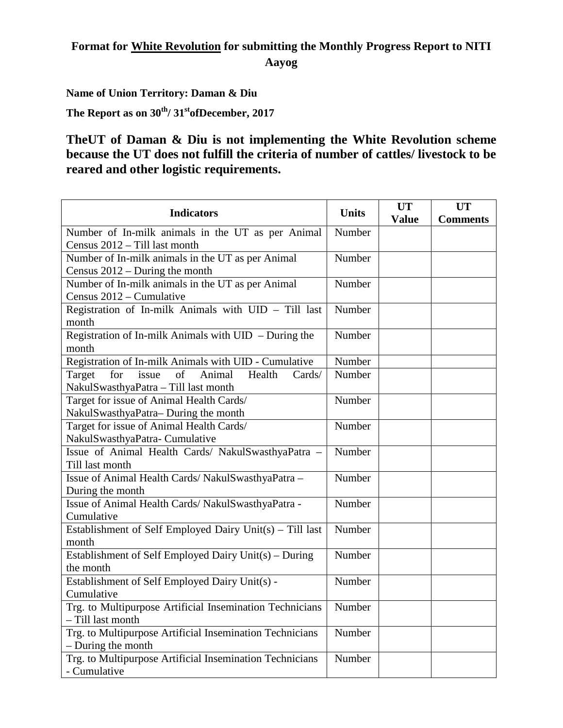# Format for <u>White Revolution</u> for submitting the Monthly Progress Report to NITI Aayog

**Name of Union Territory: Daman & Diu**

**The Report as on 30th/ 31st ofDecember, 2017**

**TheUT of Daman & Diu is not implementing the White Revolution scheme because the UT does not fulfill the criteria of number of cattles/ livestock to be reared and other logistic requirements.**

| Indicators | Units | UT Value | UT Comments |
|---|---|---|---|
| Number of In-milk animals in the UT as per Animal Census 2012 – Till last month | Number | | |
| Number of In-milk animals in the UT as per Animal Census 2012 – During the month | Number | | |
| Number of In-milk animals in the UT as per Animal Census 2012 – Cumulative | Number | | |
| Registration of In-milk Animals with UID – Till last month | Number | | |
| Registration of In-milk Animals with UID – During the month | Number | | |
| Registration of In-milk Animals with UID - Cumulative | Number | | |
| Target for issue of Animal Health Cards/ NakulSwasthyaPatra – Till last month | Number | | |
| Target for issue of Animal Health Cards/ NakulSwasthyaPatra– During the month | Number | | |
| Target for issue of Animal Health Cards/ NakulSwasthyaPatra- Cumulative | Number | | |
| Issue of Animal Health Cards/ NakulSwasthyaPatra – Till last month | Number | | |
| Issue of Animal Health Cards/ NakulSwasthyaPatra – During the month | Number | | |
| Issue of Animal Health Cards/ NakulSwasthyaPatra - Cumulative | Number | | |
| Establishment of Self Employed Dairy Unit(s) – Till last month | Number | | |
| Establishment of Self Employed Dairy Unit(s) – During the month | Number | | |
| Establishment of Self Employed Dairy Unit(s) - Cumulative | Number | | |
| Trg. to Multipurpose Artificial Insemination Technicians – Till last month | Number | | |
| Trg. to Multipurpose Artificial Insemination Technicians – During the month | Number | | |
| Trg. to Multipurpose Artificial Insemination Technicians - Cumulative | Number | | |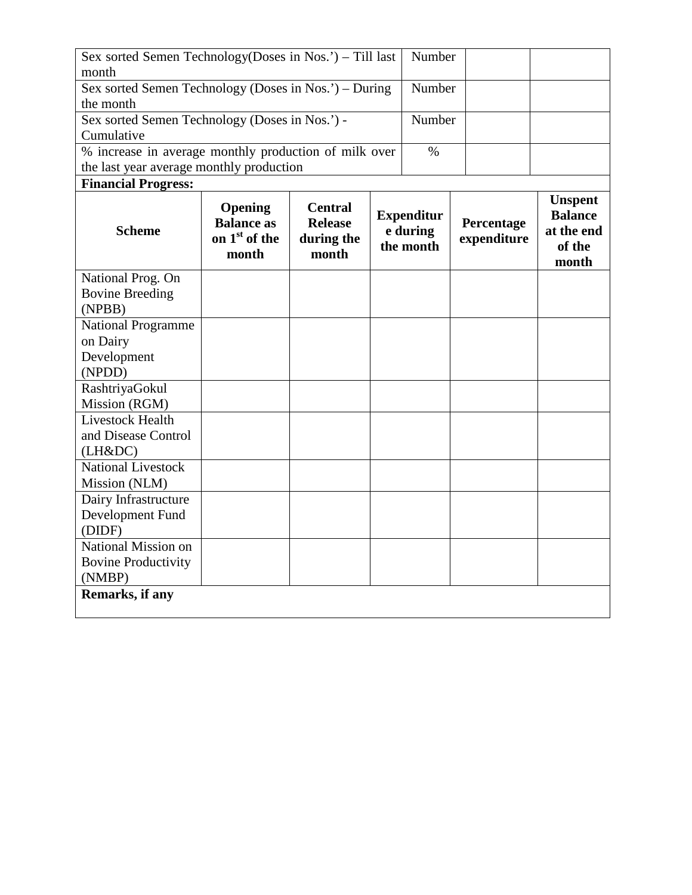| | | | |
|---|---|---|---|
| Sex sorted Semen Technology(Doses in Nos.') – Till last month | Number | | |
| Sex sorted Semen Technology (Doses in Nos.') – During the month | Number | | |
| Sex sorted Semen Technology (Doses in Nos.') - Cumulative | Number | | |
| % increase in average monthly production of milk over the last year average monthly production | % | | |

**Financial Progress:**

| Scheme | Opening Balance as on 1st of the month | Central Release during the month | Expenditure during the month | Percentage expenditure | Unspent Balance at the end of the month |
|---|---|---|---|---|---|
| National Prog. On Bovine Breeding (NPBB) | | | | | |
| National Programme on Dairy Development (NPDD) | | | | | |
| RashtriyaGokul Mission (RGM) | | | | | |
| Livestock Health and Disease Control (LH&DC) | | | | | |
| National Livestock Mission (NLM) | | | | | |
| Dairy Infrastructure Development Fund (DIDF) | | | | | |
| National Mission on Bovine Productivity (NMBP) | | | | | |

**Remarks, if any**